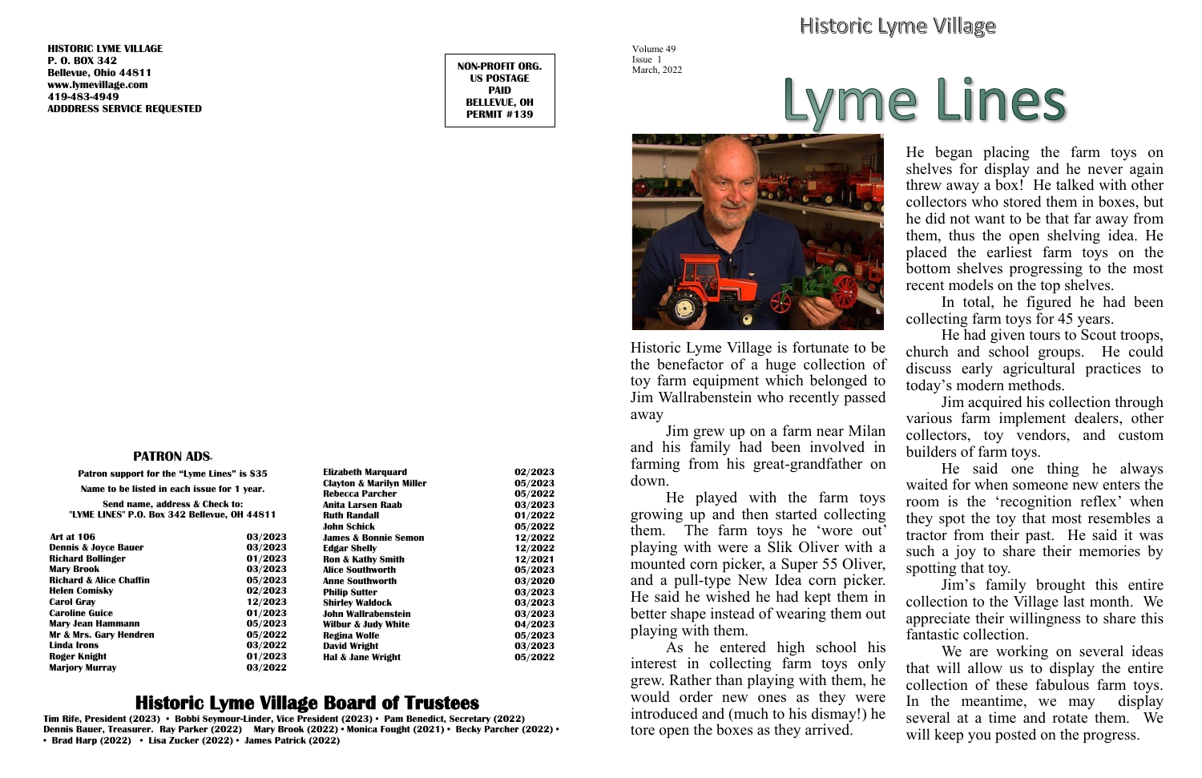HISTORIC LYME VILLAGE
P. O. BOX 342
Bellevue, Ohio 44811
www.lymevillage.com
419-483-4949
ADDDRESS SERVICE REQUESTED

NON-PROFIT ORG.
US POSTAGE
PAID
BELLEVUE, OH
PERMIT #139

## PATRON ADS

Patron support for the "Lyme Lines" is $35

Name to be listed in each issue for 1 year.

Send name, address & Check to:
"LYME LINES" P.O. Box 342 Bellevue, OH 44811

| Name | Date |
|---|---|
| Art at 106 | 03/2023 |
| Dennis & Joyce Bauer | 03/2023 |
| Richard Bollinger | 01/2023 |
| Mary Brook | 03/2023 |
| Richard & Alice Chaffin | 05/2023 |
| Helen Comisky | 02/2023 |
| Carol Gray | 12/2023 |
| Caroline Guice | 01/2023 |
| Mary Jean Hammann | 05/2023 |
| Mr & Mrs. Gary Hendren | 05/2022 |
| Linda Irons | 03/2022 |
| Roger Knight | 01/2023 |
| Marjory Murray | 03/2022 |
| Elizabeth Marquard | 02/2023 |
| Clayton & Marilyn Miller | 05/2023 |
| Rebecca Parcher | 05/2022 |
| Anita Larsen Raab | 03/2023 |
| Ruth Randall | 01/2022 |
| John Schick | 05/2022 |
| James & Bonnie Semon | 12/2022 |
| Edgar Shelly | 12/2022 |
| Ron & Kathy Smith | 12/2021 |
| Alice Southworth | 05/2023 |
| Anne Southworth | 03/2020 |
| Philip Sutter | 03/2023 |
| Shirley Waldock | 03/2023 |
| John Wallrabenstein | 03/2023 |
| Wilbur & Judy White | 04/2023 |
| Regina Wolfe | 05/2023 |
| David Wright | 03/2023 |
| Hal & Jane Wright | 05/2022 |

## Historic Lyme Village Board of Trustees

Tim Rife, President (2023) • Bobbi Seymour-Linder, Vice President (2023) • Pam Benedict, Secretary (2022)
Dennis Bauer, Treasurer. Ray Parker (2022) Mary Brook (2022) • Monica Fought (2021) • Becky Parcher (2022) •
• Brad Harp (2022) • Lisa Zucker (2022) • James Patrick (2022)

Historic Lyme Village

Volume 49
Issue 1
March, 2022

# Lyme Lines

Historic Lyme Village is fortunate to be the benefactor of a huge collection of toy farm equipment which belonged to Jim Wallrabenstein who recently passed away

Jim grew up on a farm near Milan and his family had been involved in farming from his great-grandfather on down.

He played with the farm toys growing up and then started collecting them. The farm toys he 'wore out' playing with were a Slik Oliver with a mounted corn picker, a Super 55 Oliver, and a pull-type New Idea corn picker. He said he wished he had kept them in better shape instead of wearing them out playing with them.

As he entered high school his interest in collecting farm toys only grew. Rather than playing with them, he would order new ones as they were introduced and (much to his dismay!) he tore open the boxes as they arrived.

He began placing the farm toys on shelves for display and he never again threw away a box! He talked with other collectors who stored them in boxes, but he did not want to be that far away from them, thus the open shelving idea. He placed the earliest farm toys on the bottom shelves progressing to the most recent models on the top shelves.

In total, he figured he had been collecting farm toys for 45 years.

He had given tours to Scout troops, church and school groups. He could discuss early agricultural practices to today's modern methods.

Jim acquired his collection through various farm implement dealers, other collectors, toy vendors, and custom builders of farm toys.

He said one thing he always waited for when someone new enters the room is the 'recognition reflex' when they spot the toy that most resembles a tractor from their past. He said it was such a joy to share their memories by spotting that toy.

Jim's family brought this entire collection to the Village last month. We appreciate their willingness to share this fantastic collection.

We are working on several ideas that will allow us to display the entire collection of these fabulous farm toys. In the meantime, we may display several at a time and rotate them. We will keep you posted on the progress.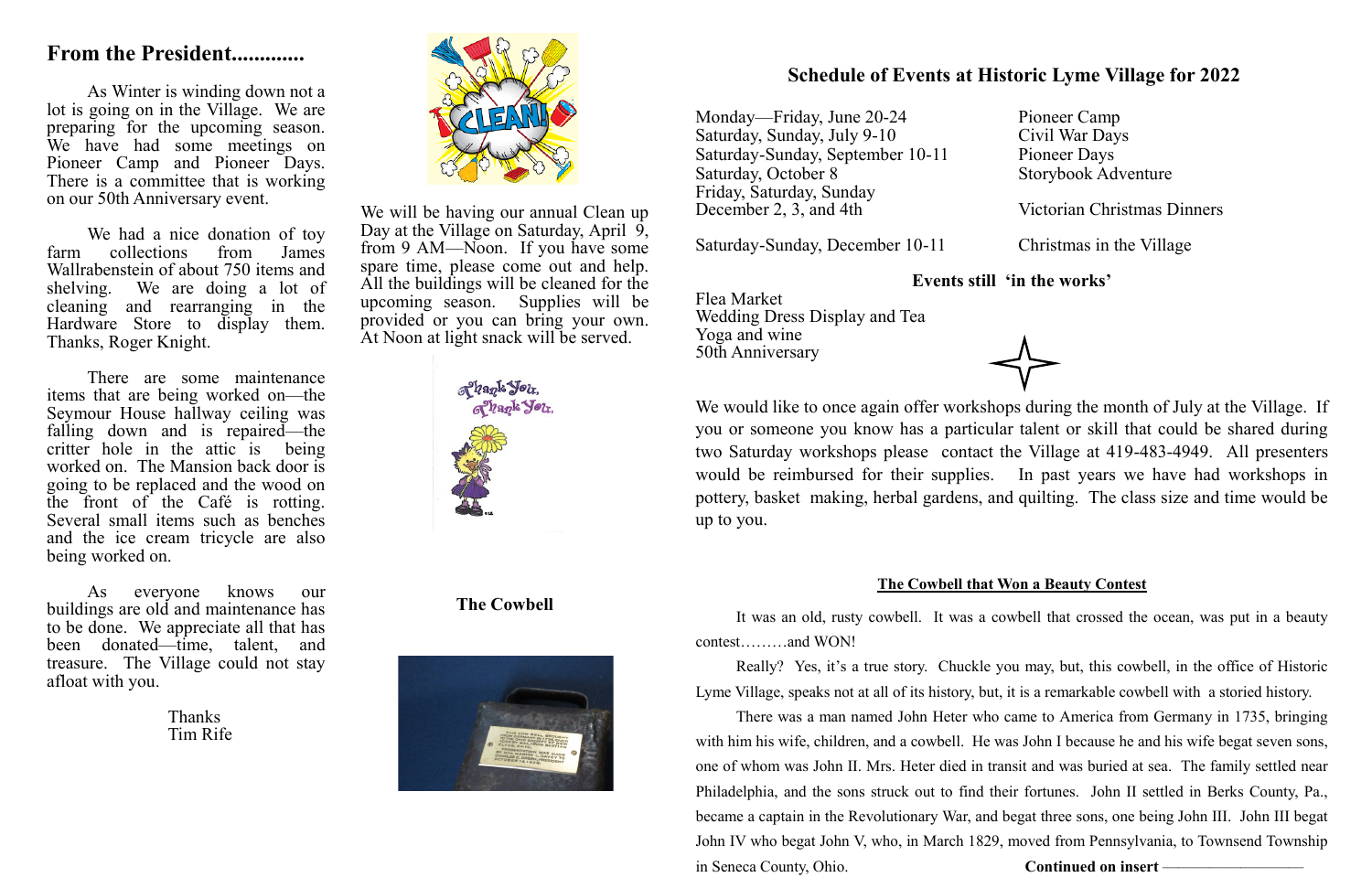## From the President............

As Winter is winding down not a lot is going on in the Village. We are preparing for the upcoming season. We have had some meetings on Pioneer Camp and Pioneer Days. There is a committee that is working on our 50th Anniversary event.

We had a nice donation of toy farm collections from James Wallrabenstein of about 750 items and shelving. We are doing a lot of cleaning and rearranging in the Hardware Store to display them. Thanks, Roger Knight.

There are some maintenance items that are being worked on—the Seymour House hallway ceiling was falling down and is repaired—the critter hole in the attic is being worked on. The Mansion back door is going to be replaced and the wood on the front of the Café is rotting. Several small items such as benches and the ice cream tricycle are also being worked on.

As everyone knows our buildings are old and maintenance has to be done. We appreciate all that has been donated—time, talent, and treasure. The Village could not stay afloat with you.

Thanks
Tim Rife

We will be having our annual Clean up Day at the Village on Saturday, April 9, from 9 AM—Noon. If you have some spare time, please come out and help. All the buildings will be cleaned for the upcoming season. Supplies will be provided or you can bring your own. At Noon at light snack will be served.

**The Cowbell**

## Schedule of Events at Historic Lyme Village for 2022

| | |
|---|---|
| Monday—Friday, June 20-24 | Pioneer Camp |
| Saturday, Sunday, July 9-10 | Civil War Days |
| Saturday-Sunday, September 10-11 | Pioneer Days |
| Saturday, October 8 | Storybook Adventure |
| Friday, Saturday, Sunday December 2, 3, and 4th | Victorian Christmas Dinners |
| Saturday-Sunday, December 10-11 | Christmas in the Village |

**Events still 'in the works'**

Flea Market
Wedding Dress Display and Tea
Yoga and wine
50th Anniversary

We would like to once again offer workshops during the month of July at the Village. If you or someone you know has a particular talent or skill that could be shared during two Saturday workshops please contact the Village at 419-483-4949. All presenters would be reimbursed for their supplies. In past years we have had workshops in pottery, basket making, herbal gardens, and quilting. The class size and time would be up to you.

**The Cowbell that Won a Beauty Contest**

It was an old, rusty cowbell. It was a cowbell that crossed the ocean, was put in a beauty contest………and WON!

Really? Yes, it's a true story. Chuckle you may, but, this cowbell, in the office of Historic Lyme Village, speaks not at all of its history, but, it is a remarkable cowbell with a storied history.

There was a man named John Heter who came to America from Germany in 1735, bringing with him his wife, children, and a cowbell. He was John I because he and his wife begat seven sons, one of whom was John II. Mrs. Heter died in transit and was buried at sea. The family settled near Philadelphia, and the sons struck out to find their fortunes. John II settled in Berks County, Pa., became a captain in the Revolutionary War, and begat three sons, one being John III. John III begat John IV who begat John V, who, in March 1829, moved from Pennsylvania, to Townsend Township in Seneca County, Ohio. **Continued on insert**